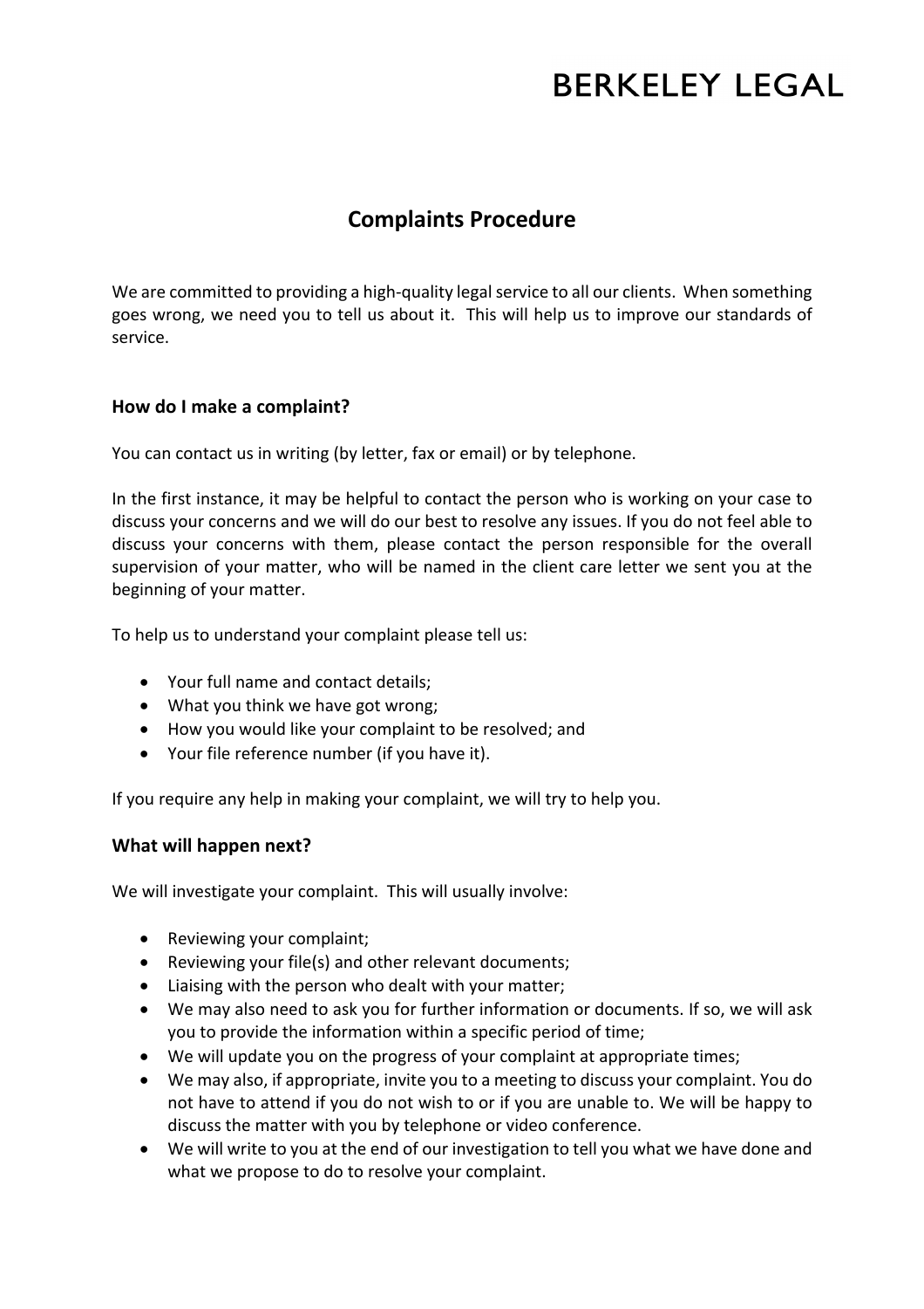BERKELEY LEGAL

# Complaints Procedure

We are committed to providing a high-quality legal service to all our clients. When something goes wrong, we need you to tell us about it. This will help us to improve our standards of service.

## How do I make a complaint?

You can contact us in writing (by letter, fax or email) or by telephone.

In the first instance, it may be helpful to contact the person who is working on your case to discuss your concerns and we will do our best to resolve any issues. If you do not feel able to discuss your concerns with them, please contact the person responsible for the overall supervision of your matter, who will be named in the client care letter we sent you at the beginning of your matter.

To help us to understand your complaint please tell us:

- Your full name and contact details;
- What you think we have got wrong;
- How you would like your complaint to be resolved; and
- Your file reference number (if you have it).

If you require any help in making your complaint, we will try to help you.

## What will happen next?

We will investigate your complaint. This will usually involve:

- Reviewing your complaint;
- Reviewing your file(s) and other relevant documents;
- Liaising with the person who dealt with your matter;
- We may also need to ask you for further information or documents. If so, we will ask you to provide the information within a specific period of time;
- We will update you on the progress of your complaint at appropriate times;
- We may also, if appropriate, invite you to a meeting to discuss your complaint. You do not have to attend if you do not wish to or if you are unable to. We will be happy to discuss the matter with you by telephone or video conference.
- We will write to you at the end of our investigation to tell you what we have done and what we propose to do to resolve your complaint.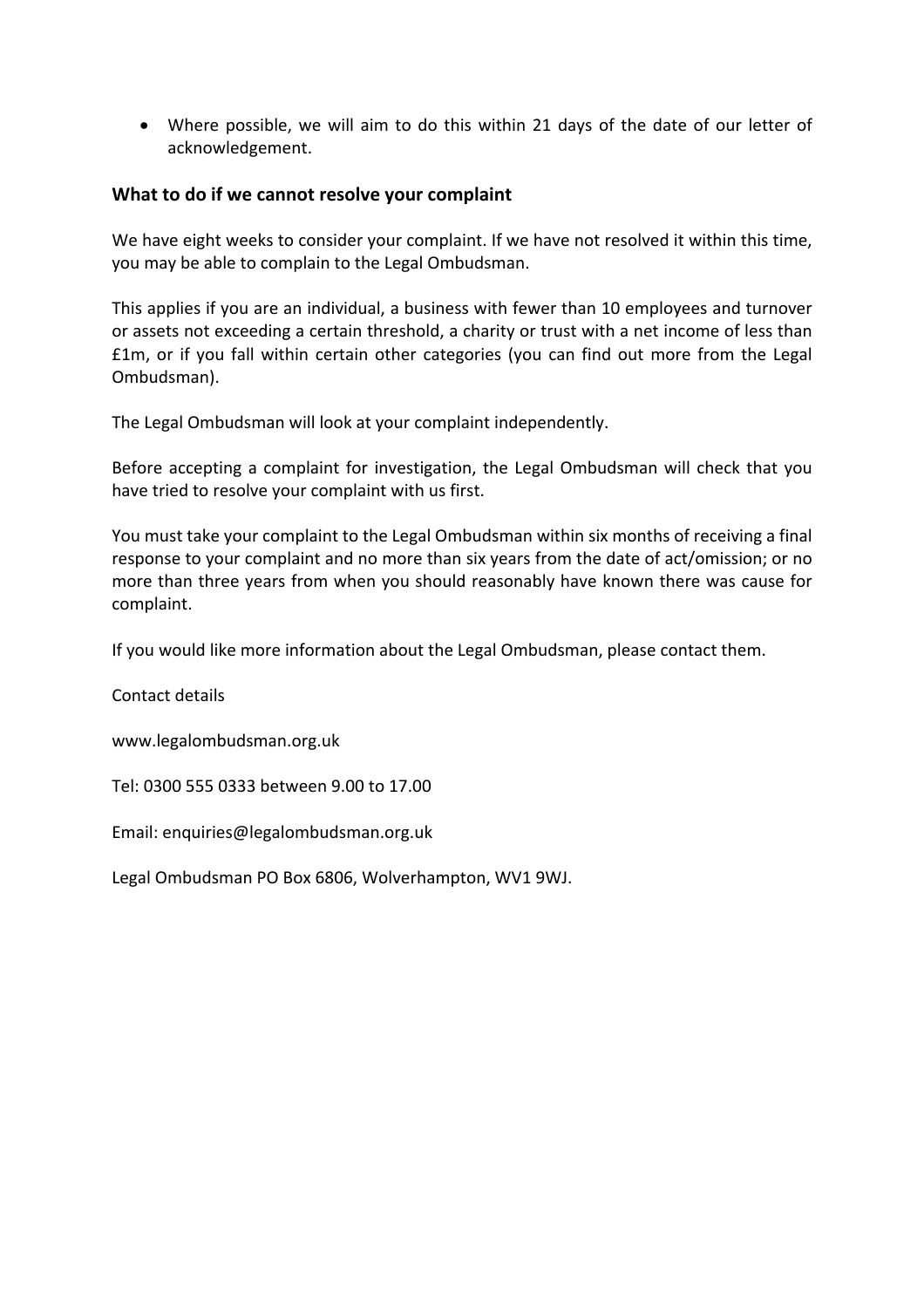- Where possible, we will aim to do this within 21 days of the date of our letter of acknowledgement.

### What to do if we cannot resolve your complaint

We have eight weeks to consider your complaint. If we have not resolved it within this time, you may be able to complain to the Legal Ombudsman.

This applies if you are an individual, a business with fewer than 10 employees and turnover or assets not exceeding a certain threshold, a charity or trust with a net income of less than £1m, or if you fall within certain other categories (you can find out more from the Legal Ombudsman).

The Legal Ombudsman will look at your complaint independently.

Before accepting a complaint for investigation, the Legal Ombudsman will check that you have tried to resolve your complaint with us first.

You must take your complaint to the Legal Ombudsman within six months of receiving a final response to your complaint and no more than six years from the date of act/omission; or no more than three years from when you should reasonably have known there was cause for complaint.

If you would like more information about the Legal Ombudsman, please contact them.

Contact details

www.legalombudsman.org.uk

Tel: 0300 555 0333 between 9.00 to 17.00

Email: enquiries@legalombudsman.org.uk

Legal Ombudsman PO Box 6806, Wolverhampton, WV1 9WJ.